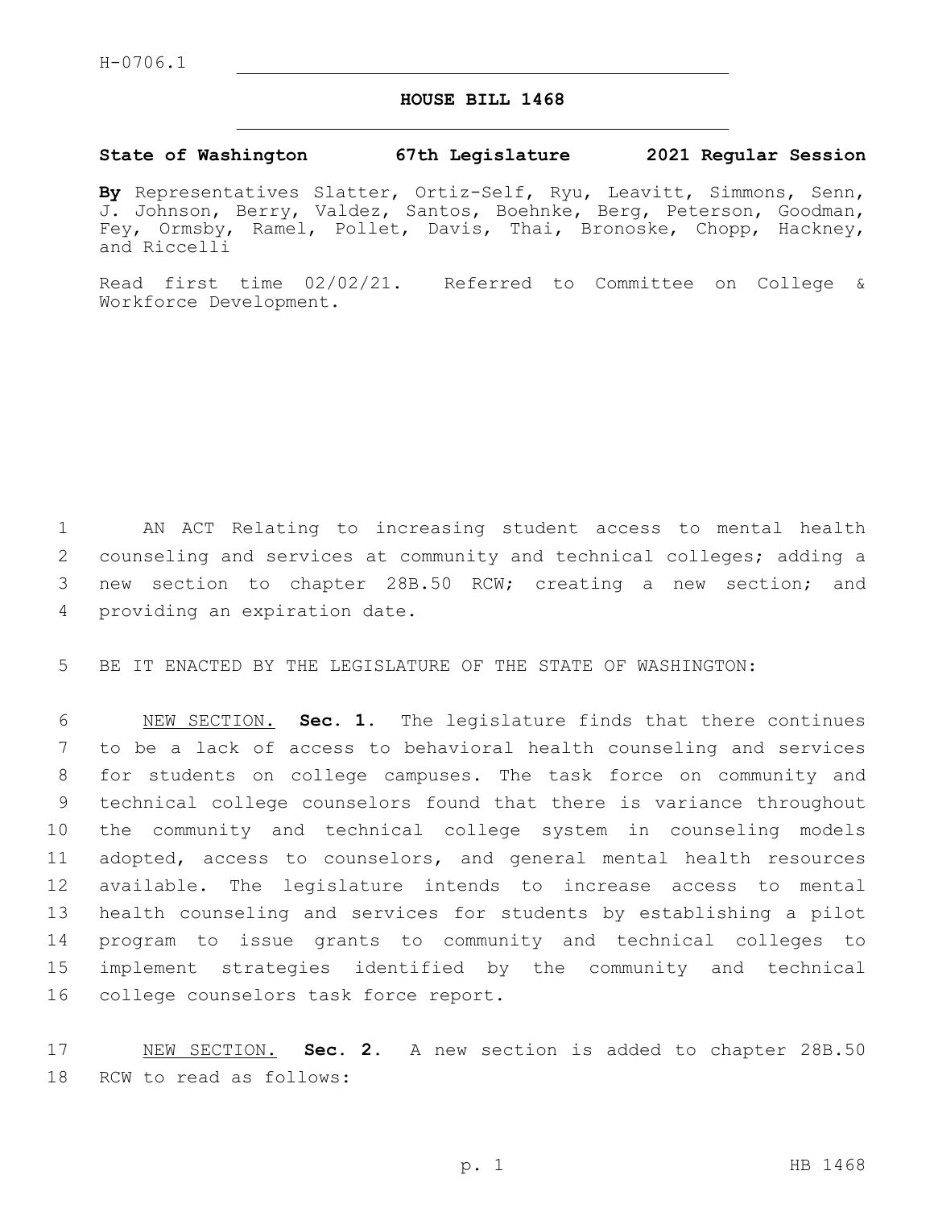H-0706.1

# HOUSE BILL 1468

**State of Washington 67th Legislature 2021 Regular Session**

**By** Representatives Slatter, Ortiz-Self, Ryu, Leavitt, Simmons, Senn, J. Johnson, Berry, Valdez, Santos, Boehnke, Berg, Peterson, Goodman, Fey, Ormsby, Ramel, Pollet, Davis, Thai, Bronoske, Chopp, Hackney, and Riccelli

Read first time 02/02/21. Referred to Committee on College & Workforce Development.

AN ACT Relating to increasing student access to mental health counseling and services at community and technical colleges; adding a new section to chapter 28B.50 RCW; creating a new section; and providing an expiration date.

BE IT ENACTED BY THE LEGISLATURE OF THE STATE OF WASHINGTON:

NEW SECTION. **Sec. 1.** The legislature finds that there continues to be a lack of access to behavioral health counseling and services for students on college campuses. The task force on community and technical college counselors found that there is variance throughout the community and technical college system in counseling models adopted, access to counselors, and general mental health resources available. The legislature intends to increase access to mental health counseling and services for students by establishing a pilot program to issue grants to community and technical colleges to implement strategies identified by the community and technical college counselors task force report.

NEW SECTION. **Sec. 2.** A new section is added to chapter 28B.50 RCW to read as follows: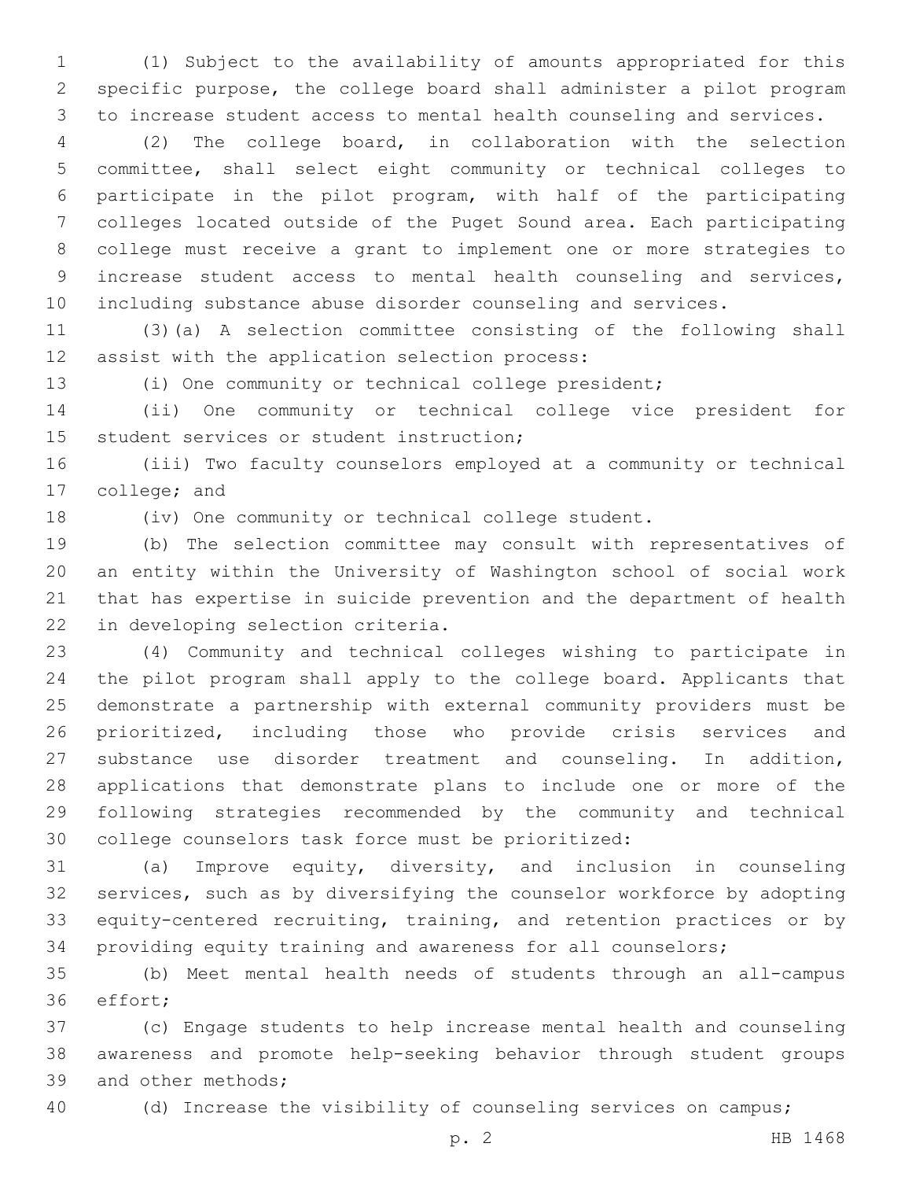(1) Subject to the availability of amounts appropriated for this specific purpose, the college board shall administer a pilot program to increase student access to mental health counseling and services.

(2) The college board, in collaboration with the selection committee, shall select eight community or technical colleges to participate in the pilot program, with half of the participating colleges located outside of the Puget Sound area. Each participating college must receive a grant to implement one or more strategies to increase student access to mental health counseling and services, including substance abuse disorder counseling and services.

(3)(a) A selection committee consisting of the following shall assist with the application selection process:

(i) One community or technical college president;

(ii) One community or technical college vice president for student services or student instruction;

(iii) Two faculty counselors employed at a community or technical college; and

(iv) One community or technical college student.

(b) The selection committee may consult with representatives of an entity within the University of Washington school of social work that has expertise in suicide prevention and the department of health in developing selection criteria.

(4) Community and technical colleges wishing to participate in the pilot program shall apply to the college board. Applicants that demonstrate a partnership with external community providers must be prioritized, including those who provide crisis services and substance use disorder treatment and counseling. In addition, applications that demonstrate plans to include one or more of the following strategies recommended by the community and technical college counselors task force must be prioritized:

(a) Improve equity, diversity, and inclusion in counseling services, such as by diversifying the counselor workforce by adopting equity-centered recruiting, training, and retention practices or by providing equity training and awareness for all counselors;

(b) Meet mental health needs of students through an all-campus effort;

(c) Engage students to help increase mental health and counseling awareness and promote help-seeking behavior through student groups and other methods;

(d) Increase the visibility of counseling services on campus;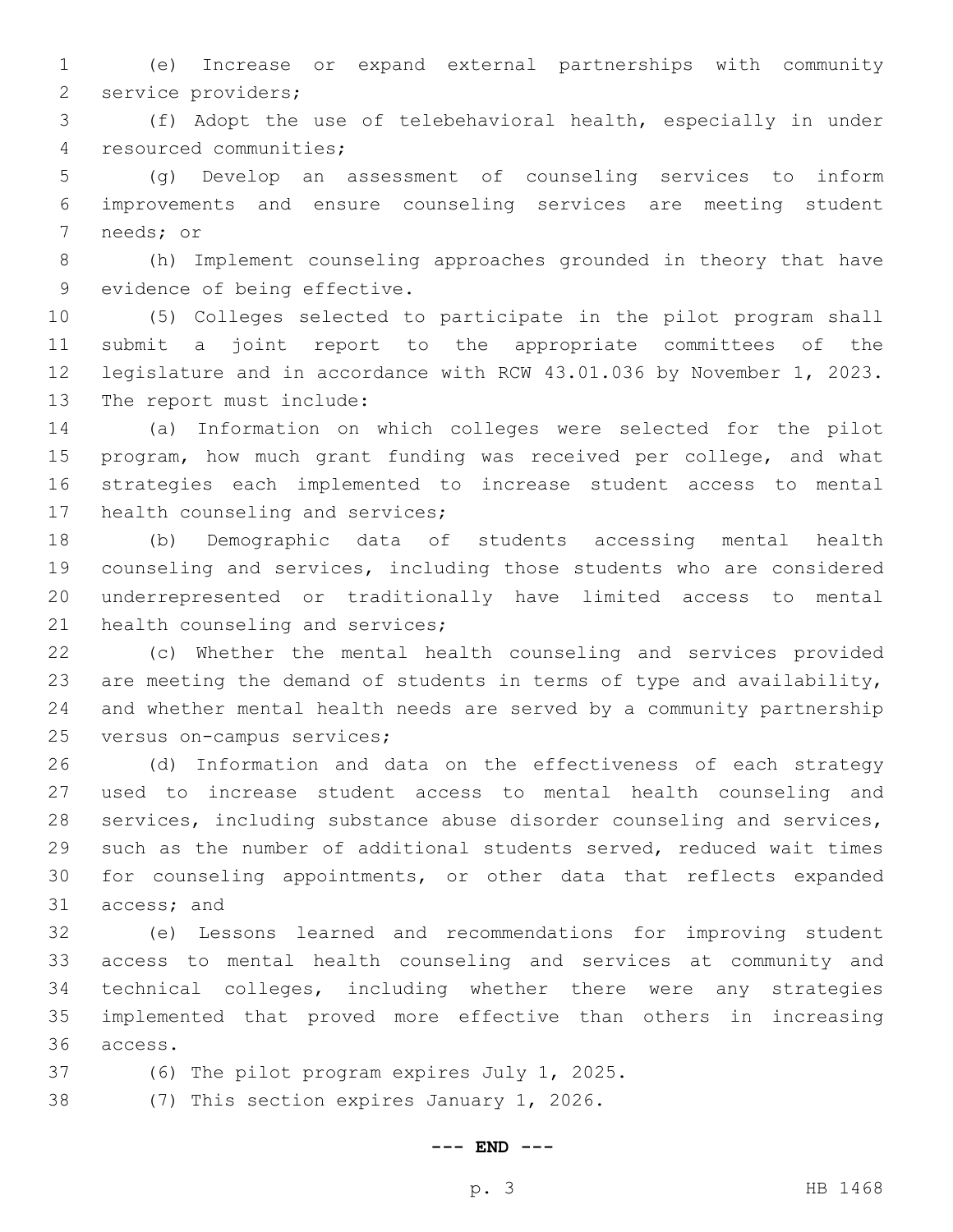(e) Increase or expand external partnerships with community service providers;

(f) Adopt the use of telebehavioral health, especially in under resourced communities;

(g) Develop an assessment of counseling services to inform improvements and ensure counseling services are meeting student needs; or

(h) Implement counseling approaches grounded in theory that have evidence of being effective.

(5) Colleges selected to participate in the pilot program shall submit a joint report to the appropriate committees of the legislature and in accordance with RCW 43.01.036 by November 1, 2023. The report must include:

(a) Information on which colleges were selected for the pilot program, how much grant funding was received per college, and what strategies each implemented to increase student access to mental health counseling and services;

(b) Demographic data of students accessing mental health counseling and services, including those students who are considered underrepresented or traditionally have limited access to mental health counseling and services;

(c) Whether the mental health counseling and services provided are meeting the demand of students in terms of type and availability, and whether mental health needs are served by a community partnership versus on-campus services;

(d) Information and data on the effectiveness of each strategy used to increase student access to mental health counseling and services, including substance abuse disorder counseling and services, such as the number of additional students served, reduced wait times for counseling appointments, or other data that reflects expanded access; and

(e) Lessons learned and recommendations for improving student access to mental health counseling and services at community and technical colleges, including whether there were any strategies implemented that proved more effective than others in increasing access.

(6) The pilot program expires July 1, 2025.

(7) This section expires January 1, 2026.

**--- END ---**